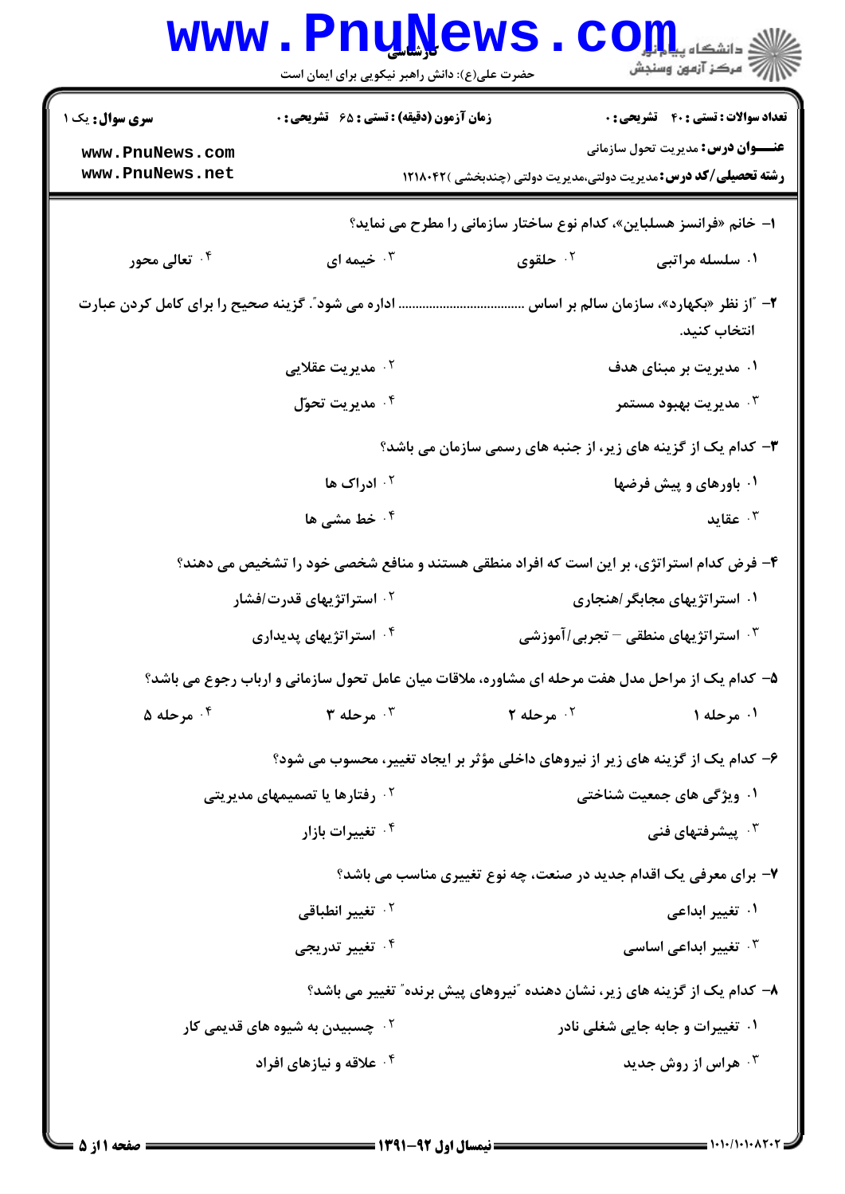**سری سوال:** یک ۱

**زمان آزمون (دقیقه) : تستی : ۶۵ تشریحی : ۰**

**تعداد سوالات : تستی : ۴۰ تشریحی : ۰**

**عنـــوان درس:** مدیریت تحول سازمانی

**رشته تحصیلی/کد درس:** مدیریت دولتی،مدیریت دولتی (چندبخشی )۱۲۱۸۰۴۲

۱- خانم «فرانسز هسلباین»، کدام نوع ساختار سازمانی را مطرح می نماید؟

۱. سلسله مراتبی
۲. حلقوی
۳. خیمه ای
۴. تعالی محور

۲- "از نظر «بکهارد»، سازمان سالم بر اساس .................................. اداره می شود". گزینه صحیح را برای کامل کردن عبارت انتخاب کنید.

۱. مدیریت بر مبنای هدف
۲. مدیریت عقلایی
۳. مدیریت بهبود مستمر
۴. مدیریت تحوّل

۳- کدام یک از گزینه های زیر، از جنبه های رسمی سازمان می باشد؟

۱. باورهای و پیش فرضها
۲. ادراک ها
۳. عقاید
۴. خط مشی ها

۴- فرض کدام استراتژی، بر این است که افراد منطقی هستند و منافع شخصی خود را تشخیص می دهند؟

۱. استراتژیهای مجابگر/هنجاری
۲. استراتژیهای قدرت/فشار
۳. استراتژیهای منطقی – تجربی/آموزشی
۴. استراتژیهای پدیداری

۵- کدام یک از مراحل مدل هفت مرحله ای مشاوره، ملاقات میان عامل تحول سازمانی و ارباب رجوع می باشد؟

۱. مرحله ۱
۲. مرحله ۲
۳. مرحله ۳
۴. مرحله ۵

۶- کدام یک از گزینه های زیر از نیروهای داخلی مؤثر بر ایجاد تغییر، محسوب می شود؟

۱. ویژگی های جمعیت شناختی
۲. رفتارها یا تصمیمهای مدیریتی
۳. پیشرفتهای فنی
۴. تغییرات بازار

۷- برای معرفی یک اقدام جدید در صنعت، چه نوع تغییری مناسب می باشد؟

۱. تغییر ابداعی
۲. تغییر انطباقی
۳. تغییر ابداعی اساسی
۴. تغییر تدریجی

۸- کدام یک از گزینه های زیر، نشان دهنده "نیروهای پیش برنده" تغییر می باشد؟

۱. تغییرات و جابه جایی شغلی نادر
۲. چسبیدن به شیوه های قدیمی کار
۳. هراس از روش جدید
۴. علاقه و نیازهای افراد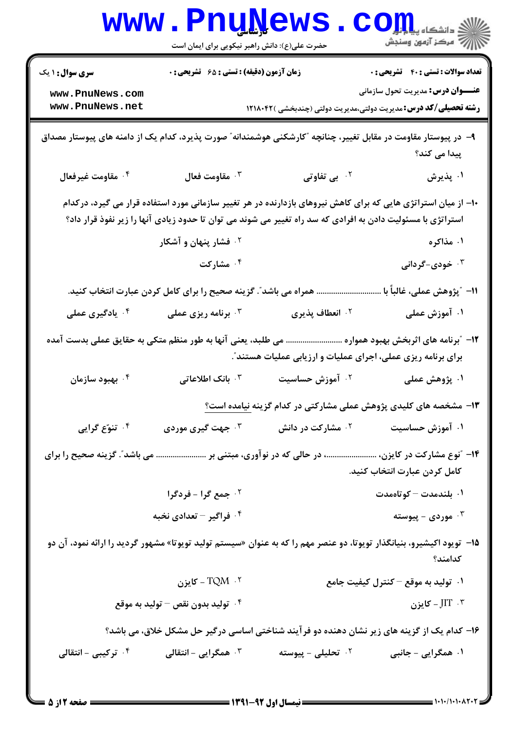۹- در پیوستار مقاومت در مقابل تغییر، چنانچه "کارشکنی هوشمندانه" صورت پذیرد، کدام یک از دامنه های پیوستار مصداق پیدا می کند؟

۱. پذیرش
۲. بی تفاوتی
۳. مقاومت فعال
۴. مقاومت غیرفعال

۱۰- از میان استراتژی هایی که برای کاهش نیروهای بازدارنده در هر تغییر سازمانی مورد استفاده قرار می گیرد، درکدام استراتژی با مسئولیت دادن به افرادی که سد راه تغییر می شوند می توان تا حدود زیادی آنها را زیر نفوذ قرار داد؟

۱. مذاکره
۲. فشار پنهان و آشکار
۳. خودی-گردانی
۴. مشارکت

۱۱- "پژوهش عملی، غالباً با ............................... همراه می باشد". گزینه صحیح را برای کامل کردن عبارت انتخاب کنید.

۱. آموزش عملی
۲. انعطاف پذیری
۳. برنامه ریزی عملی
۴. یادگیری عملی

۱۲- "برنامه های اثربخش بهبود همواره ............................ می طلبد، یعنی آنها به طور منظم متکی به حقایق عملی بدست آمده برای برنامه ریزی عملی، اجرای عملیات و ارزیابی عملیات هستند."

۱. پژوهش عملی
۲. آموزش حساسیت
۳. بانک اطلاعاتی
۴. بهبود سازمان

۱۳- مشخصه های کلیدی پژوهش عملی مشارکتی در کدام گزینه نیامده است؟

۱. آموزش حساسیت
۲. مشارکت در دانش
۳. جهت گیری موردی
۴. تنوّع گرایی

۱۴- "نوع مشارکت در کایزن، ........................، در حالی که در نوآوری، مبتنی بر ........................ می باشد". گزینه صحیح را برای کامل کردن عبارت انتخاب کنید.

۱. بلندمدت – کوتاه‌مدت
۲. جمع گرا - فردگرا
۳. موردی - پیوسته
۴. فراگیر – تعدادی نخبه

۱۵- تویود اکیشیرو، بنیانگذار تویوتا، دو عنصر مهم را که به عنوان «سیستم تولید تویوتا» مشهور گردید را ارائه نمود، آن دو کدامند؟

۱. تولید به موقع – کنترل کیفیت جامع
۲. TQM - کایزن
۳. JIT - کایزن
۴. تولید بدون نقص – تولید به موقع

۱۶- کدام یک از گزینه های زیر نشان دهنده دو فرآیند شناختی اساسی درگیر حل مشکل خلاق، می باشد؟

۱. همگرایی - جانبی
۲. تحلیلی - پیوسته
۳. همگرایی - انتقالی
۴. ترکیبی - انتقالی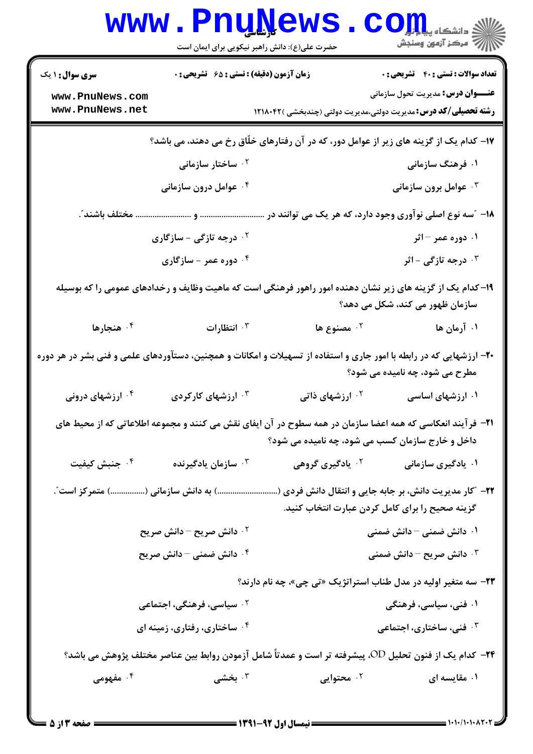۱۷- کدام یک از گزینه های زیر از عوامل دور، که در آن رفتارهای خلّاق رخ می دهند، می باشد؟

۱. فرهنگ سازمانی

۲. ساختار سازمانی

۳. عوامل برون سازمانی

۴. عوامل درون سازمانی

۱۸- "سه نوع اصلی نوآوری وجود دارد، که هر یک می توانند در ............................ و ......................... مختلف باشند".

۱. دوره عمر – اثر

۲. درجه تازگی – سازگاری

۳. درجه تازگی – اثر

۴. دوره عمر – سازگاری

۱۹- کدام یک از گزینه های زیر نشان دهنده امور راهور فرهنگی است که ماهیت وظایف و رخدادهای عمومی را که بوسیله سازمان ظهور می کند، شکل می دهد؟

۱. آرمان ها

۲. مصنوع ها

۳. انتظارات

۴. هنجارها

۲۰- ارزشهایی که در رابطه با امور جاری و استفاده از تسهیلات و امکانات و همچنین، دستآوردهای علمی و فنی بشر در هر دوره مطرح می شود، چه نامیده می شود؟

۱. ارزشهای اساسی

۲. ارزشهای ذاتی

۳. ارزشهای کارکردی

۴. ارزشهای درونی

۲۱- فرآیند انعکاسی که همه اعضا سازمان در همه سطوح در آن ایفای نقش می کنند و مجموعه اطلاعاتی که از محیط های داخل و خارج سازمان کسب می شود، چه نامیده می شود؟

۱. یادگیری سازمانی

۲. یادگیری گروهی

۳. سازمان یادگیرنده

۴. جنبش کیفیت

۲۲- "کار مدیریت دانش، بر جابه جایی و انتقال دانش فردی (...........................) به دانش سازمانی (...............) متمرکز است".

گزینه صحیح را برای کامل کردن عبارت انتخاب کنید.

۱. دانش ضمنی – دانش ضمنی

۲. دانش صریح – دانش صریح

۳. دانش صریح – دانش ضمنی

۴. دانش ضمنی – دانش صریح

۲۳- سه متغیر اولیه در مدل طناب استراتژیک «تی چی»، چه نام دارند؟

۱. فنی، سیاسی، فرهنگی

۲. سیاسی، فرهنگی، اجتماعی

۳. فنی، ساختاری، اجتماعی

۴. ساختاری، رفتاری، زمینه ای

۲۴- کدام یک از فنون تحلیل OD، پیشرفته تر است و عمدتاً شامل آزمودن روابط بین عناصر مختلف پژوهش می باشد؟

۱. مقایسه ای

۲. محتوایی

۳. بخشی

۴. مفهومی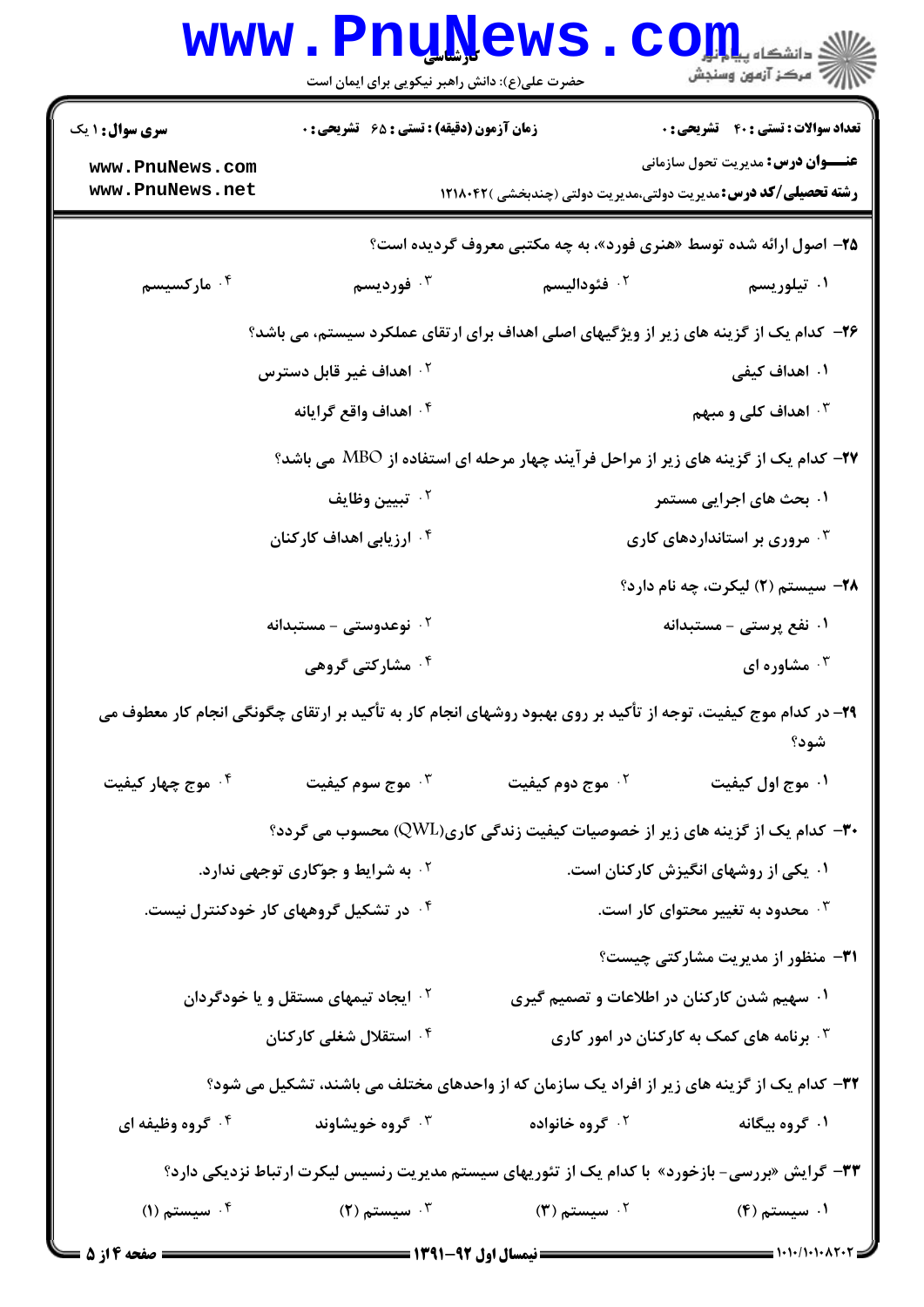۲۵- اصول ارائه شده توسط «هنری فورد»، به چه مکتبی معروف گردیده است؟

۱. تیلوریسم
۲. فئودالیسم
۳. فوردیسم
۴. مارکسیسم

۲۶- کدام یک از گزینه های زیر از ویژگیهای اصلی اهداف برای ارتقای عملکرد سیستم، می باشد؟

۱. اهداف کیفی
۲. اهداف غیر قابل دسترس
۳. اهداف کلی و مبهم
۴. اهداف واقع گرایانه

۲۷- کدام یک از گزینه های زیر از مراحل فرآیند چهار مرحله ای استفاده از MBO می باشد؟

۱. بحث های اجرایی مستمر
۲. تبیین وظایف
۳. مروری بر استانداردهای کاری
۴. ارزیابی اهداف کارکنان

۲۸- سیستم (۲) لیکرت، چه نام دارد؟

۱. نفع پرستی - مستبدانه
۲. نوعدوستی - مستبدانه
۳. مشاوره ای
۴. مشارکتی گروهی

۲۹- در کدام موج کیفیت، توجه از تأکید بر روی بهبود روشهای انجام کار به تأکید بر ارتقای چگونگی انجام کار معطوف می شود؟

۱. موج اول کیفیت
۲. موج دوم کیفیت
۳. موج سوم کیفیت
۴. موج چهار کیفیت

۳۰- کدام یک از گزینه های زیر از خصوصیات کیفیت زندگی کاری(QWL) محسوب می گردد؟

۱. یکی از روشهای انگیزش کارکنان است.
۲. به شرایط و جوّکاری توجهی ندارد.
۳. محدود به تغییر محتوای کار است.
۴. در تشکیل گروههای کار خودکنترل نیست.

۳۱- منظور از مدیریت مشارکتی چیست؟

۱. سهیم شدن کارکنان در اطلاعات و تصمیم گیری
۲. ایجاد تیمهای مستقل و یا خودگردان
۳. برنامه های کمک به کارکنان در امور کاری
۴. استقلال شغلی کارکنان

۳۲- کدام یک از گزینه های زیر از افراد یک سازمان که از واحدهای مختلف می باشند، تشکیل می شود؟

۱. گروه بیگانه
۲. گروه خانواده
۳. گروه خویشاوند
۴. گروه وظیفه ای

۳۳- گرایش «بررسی- بازخورد» با کدام یک از تئوریهای سیستم مدیریت رنسیس لیکرت ارتباط نزدیکی دارد؟

۱. سیستم (۴)
۲. سیستم (۳)
۳. سیستم (۲)
۴. سیستم (۱)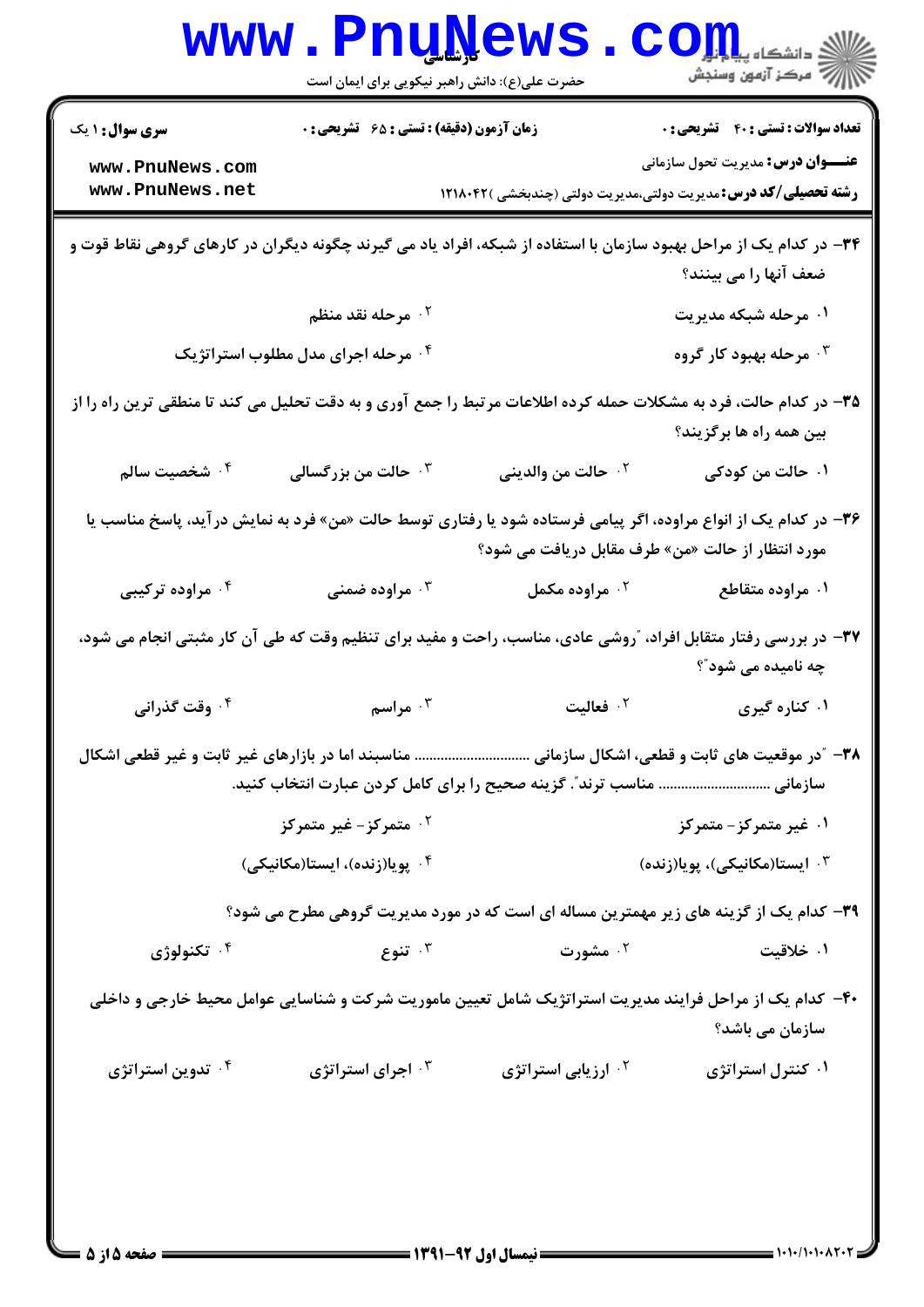۳۴- در کدام یک از مراحل بهبود سازمان با استفاده از شبکه، افراد یاد می گیرند چگونه دیگران در کارهای گروهی نقاط قوت و ضعف آنها را می بینند؟

۱. مرحله شبکه مدیریت

۲. مرحله نقد منظم

۳. مرحله بهبود کار گروه

۴. مرحله اجرای مدل مطلوب استراتژیک

۳۵- در کدام حالت، فرد به مشکلات حمله کرده اطلاعات مرتبط را جمع آوری و به دقت تحلیل می کند تا منطقی ترین راه را از بین همه راه ها برگزیند؟

۱. حالت من کودکی

۲. حالت من والدینی

۳. حالت من بزرگسالی

۴. شخصیت سالم

۳۶- در کدام یک از انواع مراوده، اگر پیامی فرستاده شود یا رفتاری توسط حالت «من» فرد به نمایش درآید، پاسخ مناسب یا مورد انتظار از حالت «من» طرف مقابل دریافت می شود؟

۱. مراوده متقاطع

۲. مراوده مکمل

۳. مراوده ضمنی

۴. مراوده ترکیبی

۳۷- در بررسی رفتار متقابل افراد، "روشی عادی، مناسب، راحت و مفید برای تنظیم وقت که طی آن کار مثبتی انجام می شود، چه نامیده می شود"؟

۱. کناره گیری

۲. فعالیت

۳. مراسم

۴. وقت گذرانی

۳۸- "در موقعیت های ثابت و قطعی، اشکال سازمانی ............................ مناسبند اما در بازارهای غیر ثابت و غیر قطعی اشکال سازمانی ............................ مناسب ترند". گزینه صحیح را برای کامل کردن عبارت انتخاب کنید.

۱. غیر متمرکز- متمرکز

۲. متمرکز- غیر متمرکز

۳. ایستا(مکانیکی)، پویا(زنده)

۴. پویا(زنده)، ایستا(مکانیکی)

۳۹- کدام یک از گزینه های زیر مهمترین مساله ای است که در مورد مدیریت گروهی مطرح می شود؟

۱. خلاقیت

۲. مشورت

۳. تنوع

۴. تکنولوژی

۴۰- کدام یک از مراحل فرایند مدیریت استراتژیک شامل تعیین ماموریت شرکت و شناسایی عوامل محیط خارجی و داخلی سازمان می باشد؟

۱. کنترل استراتژی

۲. ارزیابی استراتژی

۳. اجرای استراتژی

۴. تدوین استراتژی